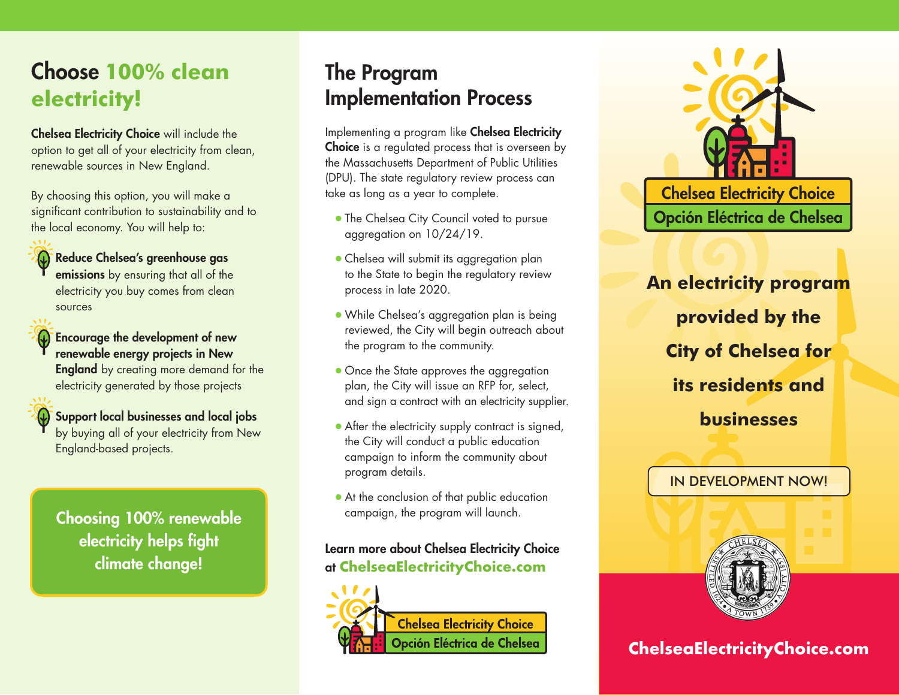# Choose 100% clean electricity!

**Chelsea Electricity Choice** will include the option to get all of your electricity from clean, renewable sources in New England.

By choosing this option, you will make a significant contribution to sustainability and to the local economy. You will help to:

- **Reduce Chelsea's greenhouse gas emissions** by ensuring that all of the electricity you buy comes from clean sources
- **Encourage the development of new renewable energy projects in New England** by creating more demand for the electricity generated by those projects
- **Support local businesses and local jobs** by buying all of your electricity from New England-based projects.

**Choosing 100% renewable electricity helps fight climate change!**

# The Program Implementation Process

Implementing a program like **Chelsea Electricity Choice** is a regulated process that is overseen by the Massachusetts Department of Public Utilities (DPU). The state regulatory review process can take as long as a year to complete.

- The Chelsea City Council voted to pursue aggregation on 10/24/19.
- Chelsea will submit its aggregation plan to the State to begin the regulatory review process in late 2020.
- While Chelsea's aggregation plan is being reviewed, the City will begin outreach about the program to the community.
- Once the State approves the aggregation plan, the City will issue an RFP for, select, and sign a contract with an electricity supplier.
- After the electricity supply contract is signed, the City will conduct a public education campaign to inform the community about program details.
- At the conclusion of that public education campaign, the program will launch.

**Learn more about Chelsea Electricity Choice at ChelseaElectricityChoice.com**

Chelsea Electricity Choice
Opción Eléctrica de Chelsea

Chelsea Electricity Choice
Opción Eléctrica de Chelsea

## An electricity program provided by the City of Chelsea for its residents and businesses

IN DEVELOPMENT NOW!

**ChelseaElectricityChoice.com**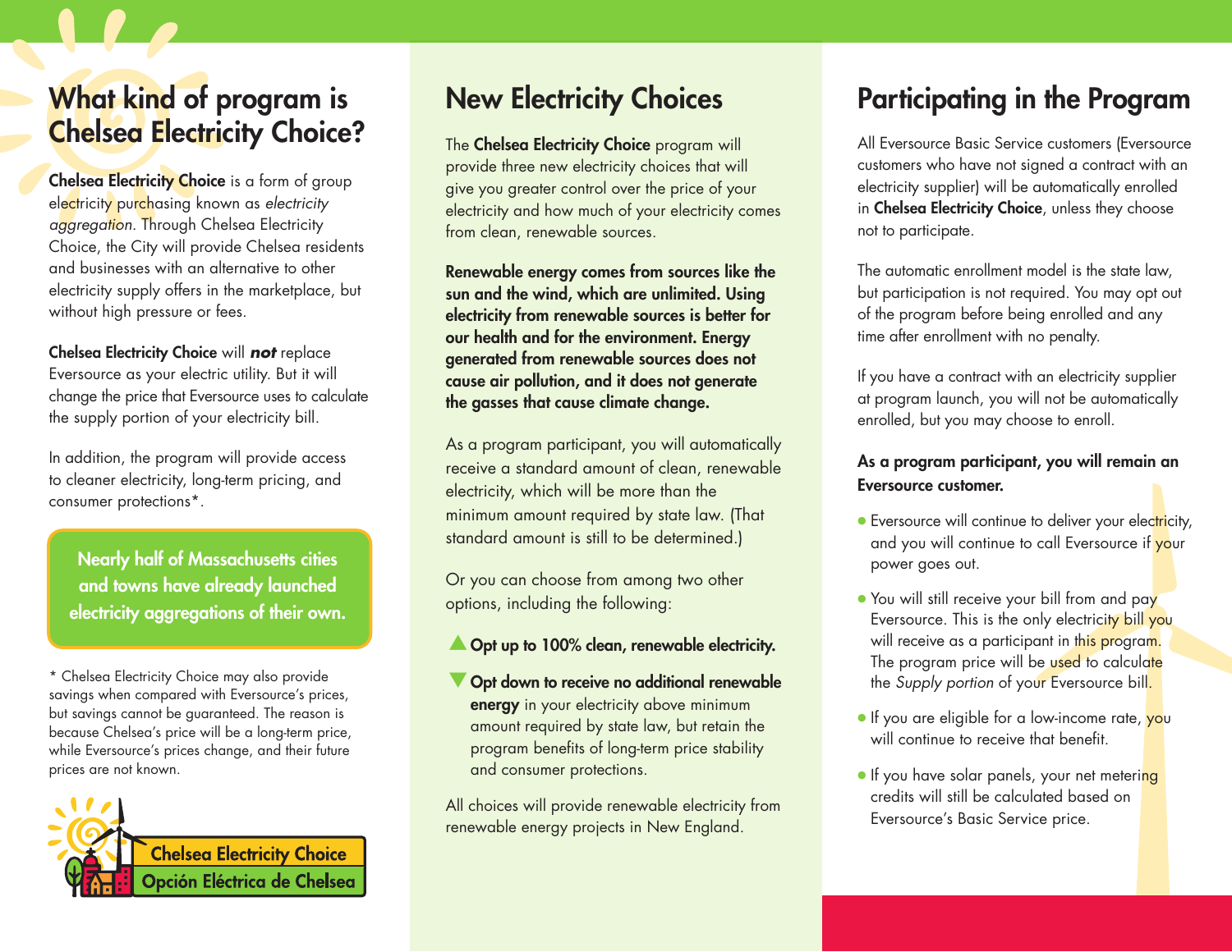# What kind of program is Chelsea Electricity Choice?

**Chelsea Electricity Choice** is a form of group electricity purchasing known as *electricity aggregation*. Through Chelsea Electricity Choice, the City will provide Chelsea residents and businesses with an alternative to other electricity supply offers in the marketplace, but without high pressure or fees.

**Chelsea Electricity Choice** will ***not*** replace Eversource as your electric utility. But it will change the price that Eversource uses to calculate the supply portion of your electricity bill.

In addition, the program will provide access to cleaner electricity, long-term pricing, and consumer protections*.

**Nearly half of Massachusetts cities and towns have already launched electricity aggregations of their own.**

* Chelsea Electricity Choice may also provide savings when compared with Eversource's prices, but savings cannot be guaranteed. The reason is because Chelsea's price will be a long-term price, while Eversource's prices change, and their future prices are not known.

Chelsea Electricity Choice
Opción Eléctrica de Chelsea

# New Electricity Choices

The **Chelsea Electricity Choice** program will provide three new electricity choices that will give you greater control over the price of your electricity and how much of your electricity comes from clean, renewable sources.

**Renewable energy comes from sources like the sun and the wind, which are unlimited. Using electricity from renewable sources is better for our health and for the environment. Energy generated from renewable sources does not cause air pollution, and it does not generate the gasses that cause climate change.**

As a program participant, you will automatically receive a standard amount of clean, renewable electricity, which will be more than the minimum amount required by state law. (That standard amount is still to be determined.)

Or you can choose from among two other options, including the following:

- ▲ **Opt up to 100% clean, renewable electricity.**
- ▼ **Opt down to receive no additional renewable energy** in your electricity above minimum amount required by state law, but retain the program benefits of long-term price stability and consumer protections.

All choices will provide renewable electricity from renewable energy projects in New England.

# Participating in the Program

All Eversource Basic Service customers (Eversource customers who have not signed a contract with an electricity supplier) will be automatically enrolled in **Chelsea Electricity Choice**, unless they choose not to participate.

The automatic enrollment model is the state law, but participation is not required. You may opt out of the program before being enrolled and any time after enrollment with no penalty.

If you have a contract with an electricity supplier at program launch, you will not be automatically enrolled, but you may choose to enroll.

**As a program participant, you will remain an Eversource customer.**

- Eversource will continue to deliver your electricity, and you will continue to call Eversource if your power goes out.
- You will still receive your bill from and pay Eversource. This is the only electricity bill you will receive as a participant in this program. The program price will be used to calculate the *Supply portion* of your Eversource bill.
- If you are eligible for a low-income rate, you will continue to receive that benefit.
- If you have solar panels, your net metering credits will still be calculated based on Eversource's Basic Service price.